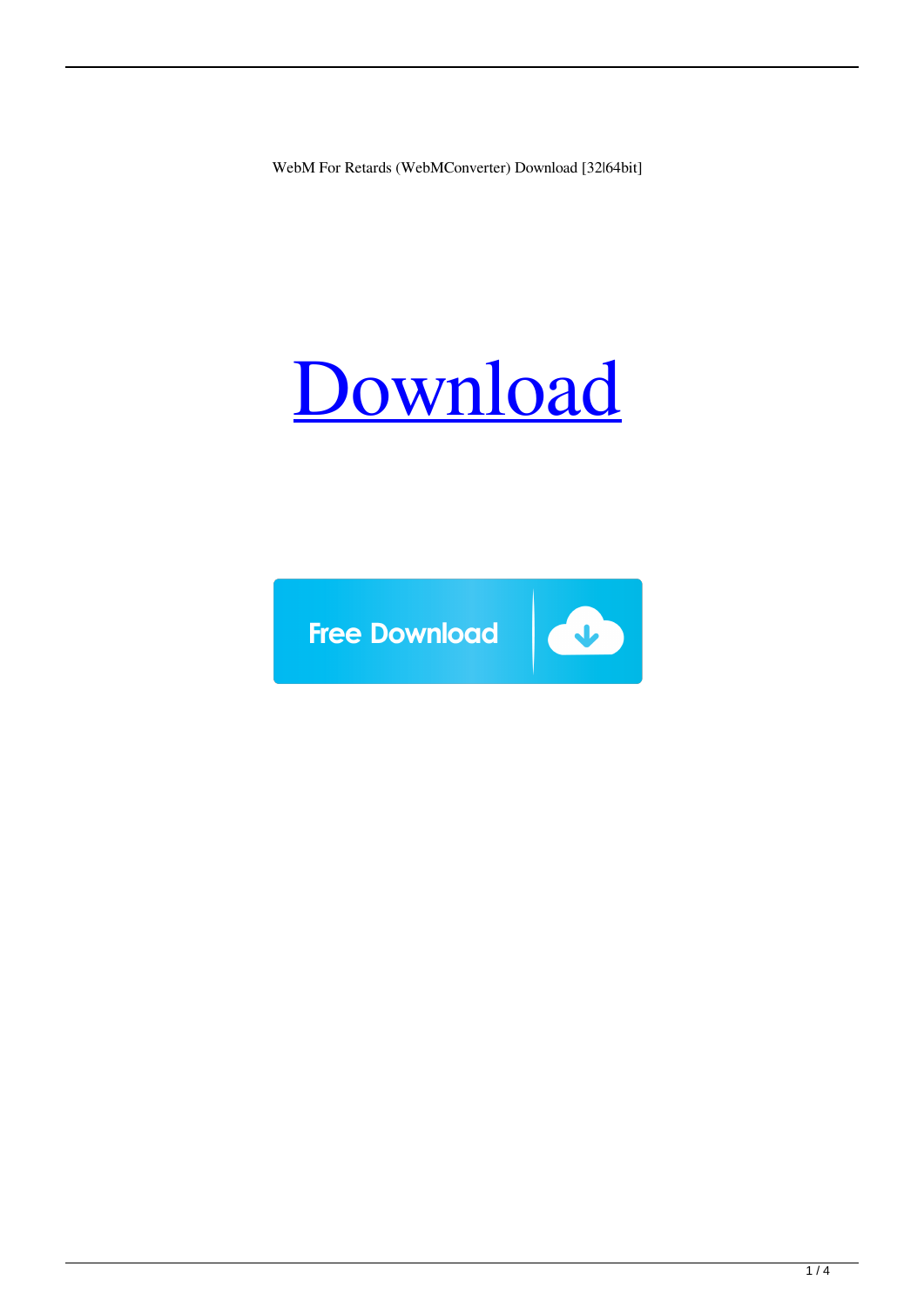WebM For Retards (WebMConverter) Download [32|64bit]

[Download]

Free Download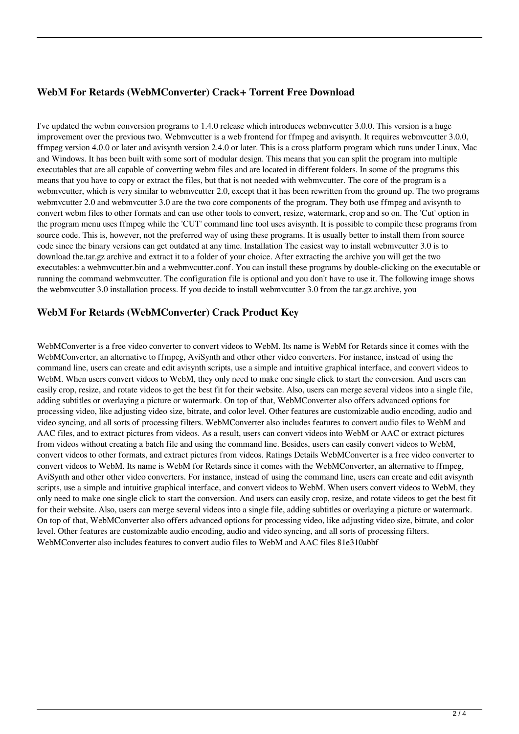## WebM For Retards (WebMConverter) Crack+ Torrent Free Download

I've updated the webm conversion programs to 1.4.0 release which introduces webmvcutter 3.0.0. This version is a huge improvement over the previous two. Webmvcutter is a web frontend for ffmpeg and avisynth. It requires webmvcutter 3.0.0, ffmpeg version 4.0.0 or later and avisynth version 2.4.0 or later. This is a cross platform program which runs under Linux, Mac and Windows. It has been built with some sort of modular design. This means that you can split the program into multiple executables that are all capable of converting webm files and are located in different folders. In some of the programs this means that you have to copy or extract the files, but that is not needed with webmvcutter. The core of the program is a webmvcutter, which is very similar to webmvcutter 2.0, except that it has been rewritten from the ground up. The two programs webmvcutter 2.0 and webmvcutter 3.0 are the two core components of the program. They both use ffmpeg and avisynth to convert webm files to other formats and can use other tools to convert, resize, watermark, crop and so on. The 'Cut' option in the program menu uses ffmpeg while the 'CUT' command line tool uses avisynth. It is possible to compile these programs from source code. This is, however, not the preferred way of using these programs. It is usually better to install them from source code since the binary versions can get outdated at any time. Installation The easiest way to install webmvcutter 3.0 is to download the.tar.gz archive and extract it to a folder of your choice. After extracting the archive you will get the two executables: a webmvcutter.bin and a webmvcutter.conf. You can install these programs by double-clicking on the executable or running the command webmvcutter. The configuration file is optional and you don't have to use it. The following image shows the webmvcutter 3.0 installation process. If you decide to install webmvcutter 3.0 from the tar.gz archive, you

## WebM For Retards (WebMConverter) Crack Product Key

WebMConverter is a free video converter to convert videos to WebM. Its name is WebM for Retards since it comes with the WebMConverter, an alternative to ffmpeg, AviSynth and other other video converters. For instance, instead of using the command line, users can create and edit avisynth scripts, use a simple and intuitive graphical interface, and convert videos to WebM. When users convert videos to WebM, they only need to make one single click to start the conversion. And users can easily crop, resize, and rotate videos to get the best fit for their website. Also, users can merge several videos into a single file, adding subtitles or overlaying a picture or watermark. On top of that, WebMConverter also offers advanced options for processing video, like adjusting video size, bitrate, and color level. Other features are customizable audio encoding, audio and video syncing, and all sorts of processing filters. WebMConverter also includes features to convert audio files to WebM and AAC files, and to extract pictures from videos. As a result, users can convert videos into WebM or AAC or extract pictures from videos without creating a batch file and using the command line. Besides, users can easily convert videos to WebM, convert videos to other formats, and extract pictures from videos. Ratings Details WebMConverter is a free video converter to convert videos to WebM. Its name is WebM for Retards since it comes with the WebMConverter, an alternative to ffmpeg, AviSynth and other other video converters. For instance, instead of using the command line, users can create and edit avisynth scripts, use a simple and intuitive graphical interface, and convert videos to WebM. When users convert videos to WebM, they only need to make one single click to start the conversion. And users can easily crop, resize, and rotate videos to get the best fit for their website. Also, users can merge several videos into a single file, adding subtitles or overlaying a picture or watermark. On top of that, WebMConverter also offers advanced options for processing video, like adjusting video size, bitrate, and color level. Other features are customizable audio encoding, audio and video syncing, and all sorts of processing filters. WebMConverter also includes features to convert audio files to WebM and AAC files 81e310abbf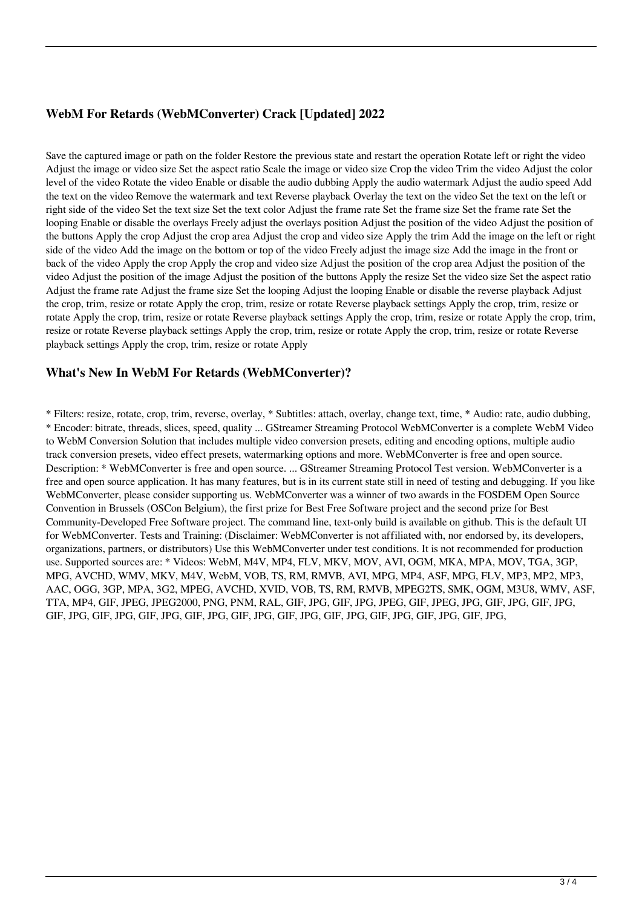## WebM For Retards (WebMConverter) Crack [Updated] 2022

Save the captured image or path on the folder Restore the previous state and restart the operation Rotate left or right the video Adjust the image or video size Set the aspect ratio Scale the image or video size Crop the video Trim the video Adjust the color level of the video Rotate the video Enable or disable the audio dubbing Apply the audio watermark Adjust the audio speed Add the text on the video Remove the watermark and text Reverse playback Overlay the text on the video Set the text on the left or right side of the video Set the text size Set the text color Adjust the frame rate Set the frame size Set the frame rate Set the looping Enable or disable the overlays Freely adjust the overlays position Adjust the position of the video Adjust the position of the buttons Apply the crop Adjust the crop area Adjust the crop and video size Apply the trim Add the image on the left or right side of the video Add the image on the bottom or top of the video Freely adjust the image size Add the image in the front or back of the video Apply the crop Apply the crop and video size Adjust the position of the crop area Adjust the position of the video Adjust the position of the image Adjust the position of the buttons Apply the resize Set the video size Set the aspect ratio Adjust the frame rate Adjust the frame size Set the looping Adjust the looping Enable or disable the reverse playback Adjust the crop, trim, resize or rotate Apply the crop, trim, resize or rotate Reverse playback settings Apply the crop, trim, resize or rotate Apply the crop, trim, resize or rotate Reverse playback settings Apply the crop, trim, resize or rotate Apply the crop, trim, resize or rotate Reverse playback settings Apply the crop, trim, resize or rotate Apply the crop, trim, resize or rotate Reverse playback settings Apply the crop, trim, resize or rotate Apply

## What's New In WebM For Retards (WebMConverter)?

* Filters: resize, rotate, crop, trim, reverse, overlay, * Subtitles: attach, overlay, change text, time, * Audio: rate, audio dubbing, * Encoder: bitrate, threads, slices, speed, quality ... GStreamer Streaming Protocol WebMConverter is a complete WebM Video to WebM Conversion Solution that includes multiple video conversion presets, editing and encoding options, multiple audio track conversion presets, video effect presets, watermarking options and more. WebMConverter is free and open source. Description: * WebMConverter is free and open source. ... GStreamer Streaming Protocol Test version. WebMConverter is a free and open source application. It has many features, but is in its current state still in need of testing and debugging. If you like WebMConverter, please consider supporting us. WebMConverter was a winner of two awards in the FOSDEM Open Source Convention in Brussels (OSCon Belgium), the first prize for Best Free Software project and the second prize for Best Community-Developed Free Software project. The command line, text-only build is available on github. This is the default UI for WebMConverter. Tests and Training: (Disclaimer: WebMConverter is not affiliated with, nor endorsed by, its developers, organizations, partners, or distributors) Use this WebMConverter under test conditions. It is not recommended for production use. Supported sources are: * Videos: WebM, M4V, MP4, FLV, MKV, MOV, AVI, OGM, MKA, MPA, MOV, TGA, 3GP, MPG, AVCHD, WMV, MKV, M4V, WebM, VOB, TS, RM, RMVB, AVI, MPG, MP4, ASF, MPG, FLV, MP3, MP2, MP3, AAC, OGG, 3GP, MPA, 3G2, MPEG, AVCHD, XVID, VOB, TS, RM, RMVB, MPEG2TS, SMK, OGM, M3U8, WMV, ASF, TTA, MP4, GIF, JPEG, JPEG2000, PNG, PNM, RAL, GIF, JPG, GIF, JPG, JPEG, GIF, JPEG, JPG, GIF, JPG, GIF, JPG, GIF, JPG, GIF, JPG, GIF, JPG, GIF, JPG, GIF, JPG, GIF, JPG, GIF, JPG, GIF, JPG, GIF, JPG, GIF, JPG, GIF, JPG,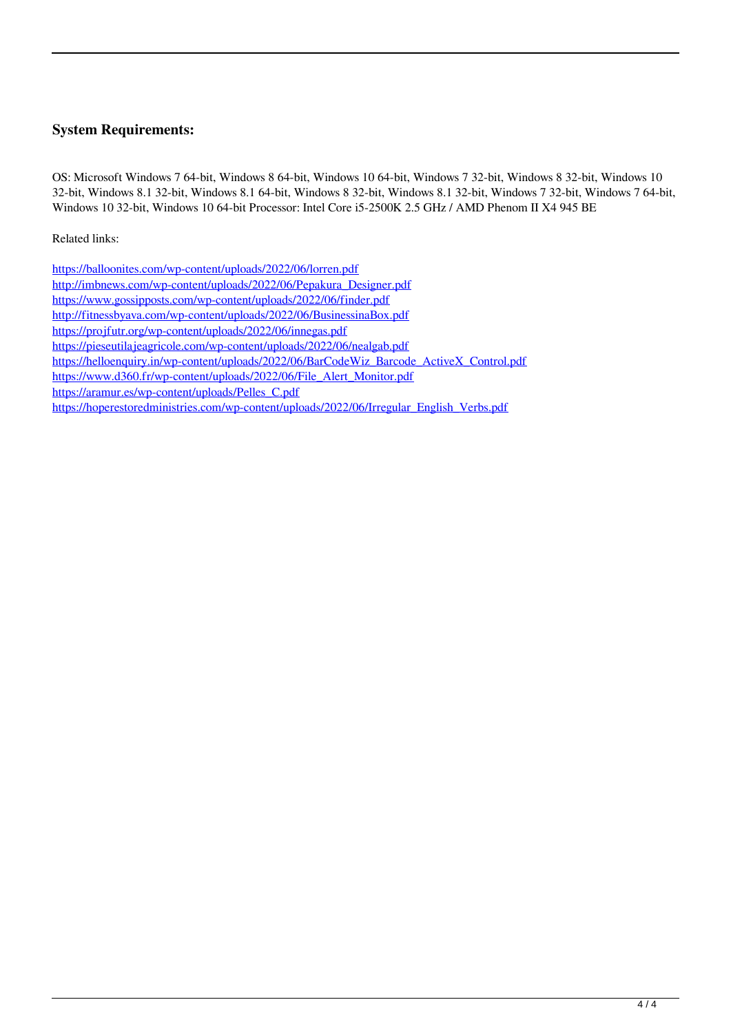### System Requirements:

OS: Microsoft Windows 7 64-bit, Windows 8 64-bit, Windows 10 64-bit, Windows 7 32-bit, Windows 8 32-bit, Windows 10 32-bit, Windows 8.1 32-bit, Windows 8.1 64-bit, Windows 8 32-bit, Windows 8.1 32-bit, Windows 7 32-bit, Windows 7 64-bit, Windows 10 32-bit, Windows 10 64-bit Processor: Intel Core i5-2500K 2.5 GHz / AMD Phenom II X4 945 BE

Related links:

https://balloonites.com/wp-content/uploads/2022/06/lorren.pdf
http://imbnews.com/wp-content/uploads/2022/06/Pepakura_Designer.pdf
https://www.gossipposts.com/wp-content/uploads/2022/06/finder.pdf
http://fitnessbyava.com/wp-content/uploads/2022/06/BusinessinaBox.pdf
https://projfutr.org/wp-content/uploads/2022/06/innegas.pdf
https://pieseutilajeagricole.com/wp-content/uploads/2022/06/nealgab.pdf
https://helloenquiry.in/wp-content/uploads/2022/06/BarCodeWiz_Barcode_ActiveX_Control.pdf
https://www.d360.fr/wp-content/uploads/2022/06/File_Alert_Monitor.pdf
https://aramur.es/wp-content/uploads/Pelles_C.pdf
https://hoperestoredministries.com/wp-content/uploads/2022/06/Irregular_English_Verbs.pdf